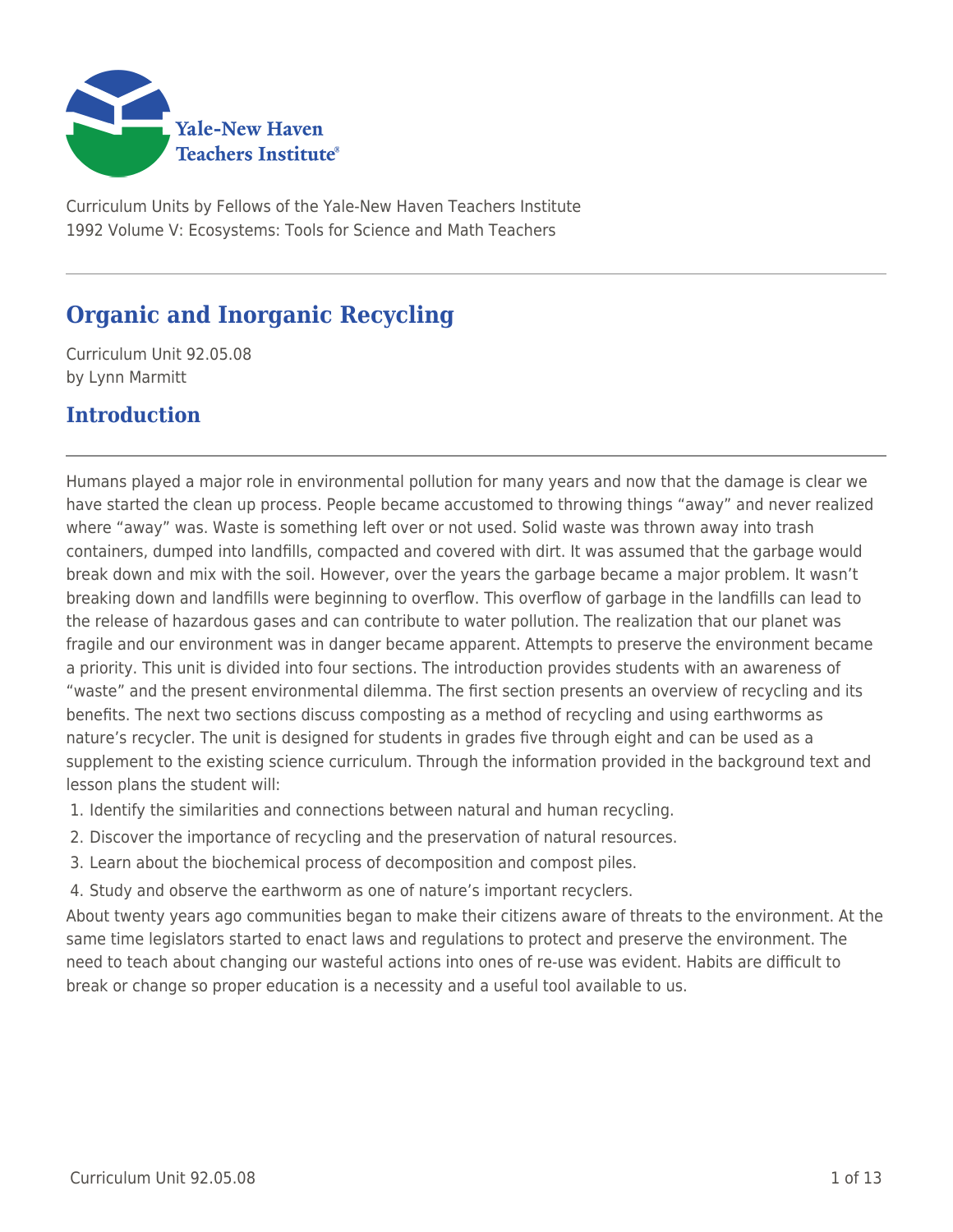Curriculum Units by Fellows of the Yale-New Haven Teachers Institute
1992 Volume V: Ecosystems: Tools for Science and Math Teachers

# Organic and Inorganic Recycling

Curriculum Unit 92.05.08
by Lynn Marmitt

## Introduction

Humans played a major role in environmental pollution for many years and now that the damage is clear we have started the clean up process. People became accustomed to throwing things "away" and never realized where "away" was. Waste is something left over or not used. Solid waste was thrown away into trash containers, dumped into landfills, compacted and covered with dirt. It was assumed that the garbage would break down and mix with the soil. However, over the years the garbage became a major problem. It wasn't breaking down and landfills were beginning to overflow. This overflow of garbage in the landfills can lead to the release of hazardous gases and can contribute to water pollution. The realization that our planet was fragile and our environment was in danger became apparent. Attempts to preserve the environment became a priority. This unit is divided into four sections. The introduction provides students with an awareness of "waste" and the present environmental dilemma. The first section presents an overview of recycling and its benefits. The next two sections discuss composting as a method of recycling and using earthworms as nature's recycler. The unit is designed for students in grades five through eight and can be used as a supplement to the existing science curriculum. Through the information provided in the background text and lesson plans the student will:

1. Identify the similarities and connections between natural and human recycling.
2. Discover the importance of recycling and the preservation of natural resources.
3. Learn about the biochemical process of decomposition and compost piles.
4. Study and observe the earthworm as one of nature's important recyclers.

About twenty years ago communities began to make their citizens aware of threats to the environment. At the same time legislators started to enact laws and regulations to protect and preserve the environment. The need to teach about changing our wasteful actions into ones of re-use was evident. Habits are difficult to break or change so proper education is a necessity and a useful tool available to us.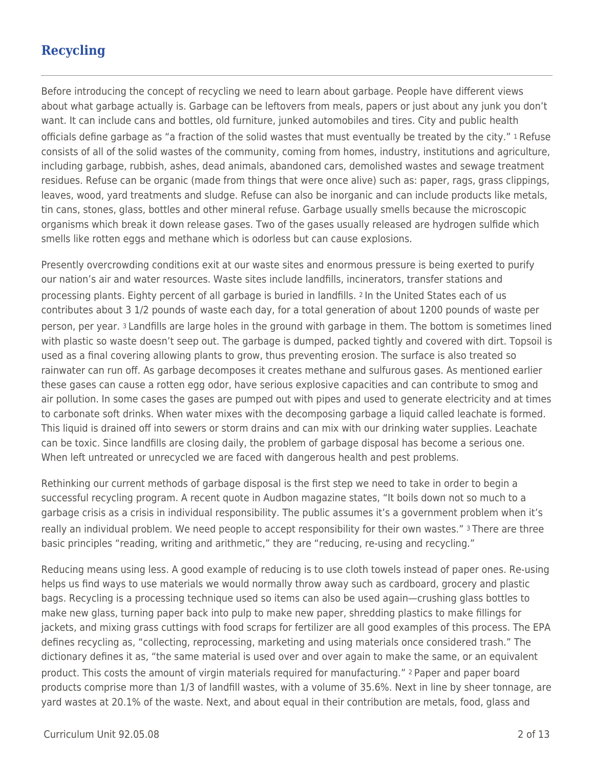## Recycling

Before introducing the concept of recycling we need to learn about garbage. People have different views about what garbage actually is. Garbage can be leftovers from meals, papers or just about any junk you don't want. It can include cans and bottles, old furniture, junked automobiles and tires. City and public health officials define garbage as "a fraction of the solid wastes that must eventually be treated by the city." [1] Refuse consists of all of the solid wastes of the community, coming from homes, industry, institutions and agriculture, including garbage, rubbish, ashes, dead animals, abandoned cars, demolished wastes and sewage treatment residues. Refuse can be organic (made from things that were once alive) such as: paper, rags, grass clippings, leaves, wood, yard treatments and sludge. Refuse can also be inorganic and can include products like metals, tin cans, stones, glass, bottles and other mineral refuse. Garbage usually smells because the microscopic organisms which break it down release gases. Two of the gases usually released are hydrogen sulfide which smells like rotten eggs and methane which is odorless but can cause explosions.

Presently overcrowding conditions exit at our waste sites and enormous pressure is being exerted to purify our nation's air and water resources. Waste sites include landfills, incinerators, transfer stations and processing plants. Eighty percent of all garbage is buried in landfills. [2] In the United States each of us contributes about 3 1/2 pounds of waste each day, for a total generation of about 1200 pounds of waste per person, per year. [3] Landfills are large holes in the ground with garbage in them. The bottom is sometimes lined with plastic so waste doesn't seep out. The garbage is dumped, packed tightly and covered with dirt. Topsoil is used as a final covering allowing plants to grow, thus preventing erosion. The surface is also treated so rainwater can run off. As garbage decomposes it creates methane and sulfurous gases. As mentioned earlier these gases can cause a rotten egg odor, have serious explosive capacities and can contribute to smog and air pollution. In some cases the gases are pumped out with pipes and used to generate electricity and at times to carbonate soft drinks. When water mixes with the decomposing garbage a liquid called leachate is formed. This liquid is drained off into sewers or storm drains and can mix with our drinking water supplies. Leachate can be toxic. Since landfills are closing daily, the problem of garbage disposal has become a serious one. When left untreated or unrecycled we are faced with dangerous health and pest problems.

Rethinking our current methods of garbage disposal is the first step we need to take in order to begin a successful recycling program. A recent quote in Audbon magazine states, "It boils down not so much to a garbage crisis as a crisis in individual responsibility. The public assumes it's a government problem when it's really an individual problem. We need people to accept responsibility for their own wastes." [3] There are three basic principles "reading, writing and arithmetic," they are "reducing, re-using and recycling."

Reducing means using less. A good example of reducing is to use cloth towels instead of paper ones. Re-using helps us find ways to use materials we would normally throw away such as cardboard, grocery and plastic bags. Recycling is a processing technique used so items can also be used again—crushing glass bottles to make new glass, turning paper back into pulp to make new paper, shredding plastics to make fillings for jackets, and mixing grass cuttings with food scraps for fertilizer are all good examples of this process. The EPA defines recycling as, "collecting, reprocessing, marketing and using materials once considered trash." The dictionary defines it as, "the same material is used over and over again to make the same, or an equivalent product. This costs the amount of virgin materials required for manufacturing." [2] Paper and paper board products comprise more than 1/3 of landfill wastes, with a volume of 35.6%. Next in line by sheer tonnage, are yard wastes at 20.1% of the waste. Next, and about equal in their contribution are metals, food, glass and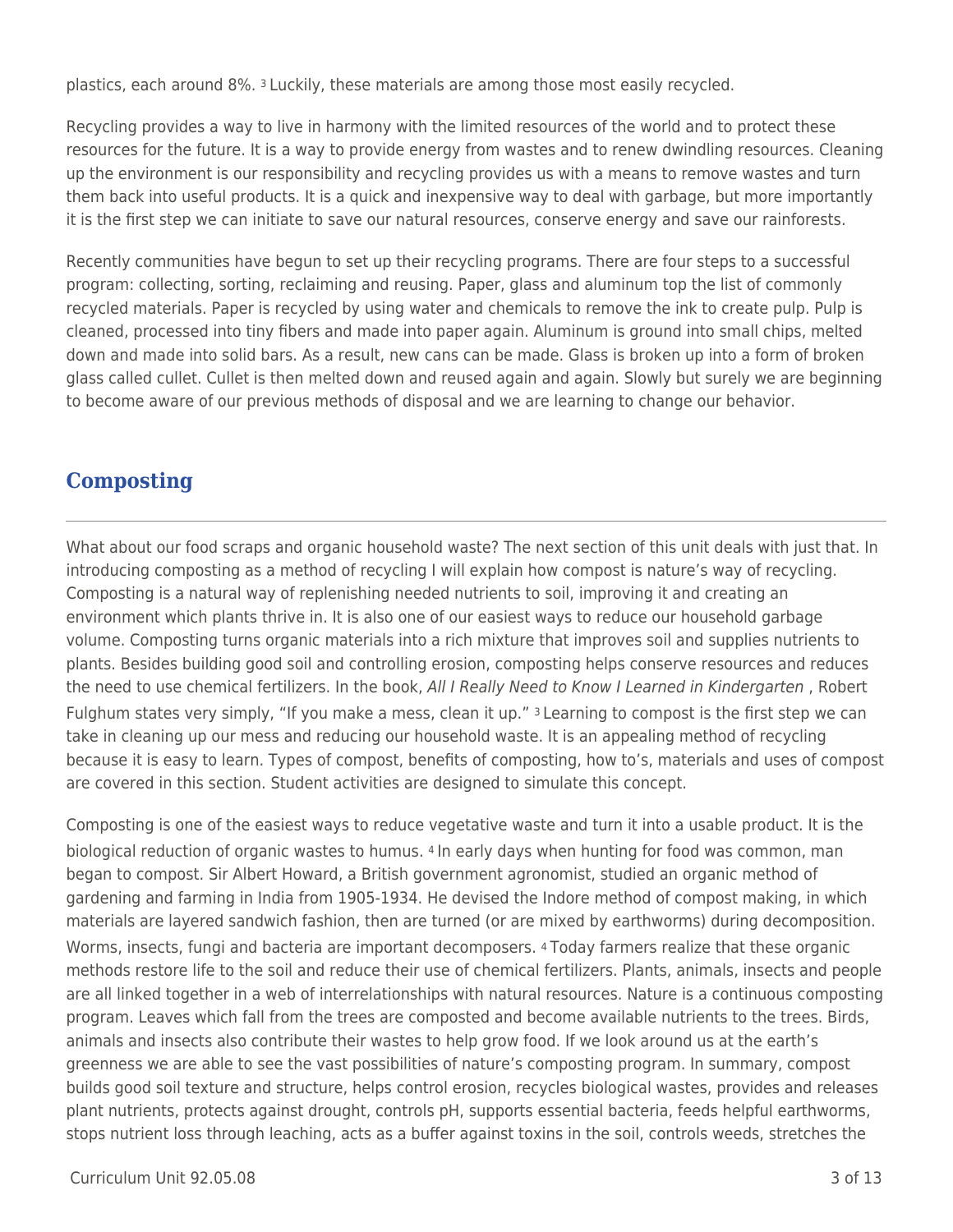plastics, each around 8%. [3] Luckily, these materials are among those most easily recycled.

Recycling provides a way to live in harmony with the limited resources of the world and to protect these resources for the future. It is a way to provide energy from wastes and to renew dwindling resources. Cleaning up the environment is our responsibility and recycling provides us with a means to remove wastes and turn them back into useful products. It is a quick and inexpensive way to deal with garbage, but more importantly it is the first step we can initiate to save our natural resources, conserve energy and save our rainforests.

Recently communities have begun to set up their recycling programs. There are four steps to a successful program: collecting, sorting, reclaiming and reusing. Paper, glass and aluminum top the list of commonly recycled materials. Paper is recycled by using water and chemicals to remove the ink to create pulp. Pulp is cleaned, processed into tiny fibers and made into paper again. Aluminum is ground into small chips, melted down and made into solid bars. As a result, new cans can be made. Glass is broken up into a form of broken glass called cullet. Cullet is then melted down and reused again and again. Slowly but surely we are beginning to become aware of our previous methods of disposal and we are learning to change our behavior.

## Composting

What about our food scraps and organic household waste? The next section of this unit deals with just that. In introducing composting as a method of recycling I will explain how compost is nature's way of recycling. Composting is a natural way of replenishing needed nutrients to soil, improving it and creating an environment which plants thrive in. It is also one of our easiest ways to reduce our household garbage volume. Composting turns organic materials into a rich mixture that improves soil and supplies nutrients to plants. Besides building good soil and controlling erosion, composting helps conserve resources and reduces the need to use chemical fertilizers. In the book, *All I Really Need to Know I Learned in Kindergarten* , Robert Fulghum states very simply, "If you make a mess, clean it up." [3] Learning to compost is the first step we can take in cleaning up our mess and reducing our household waste. It is an appealing method of recycling because it is easy to learn. Types of compost, benefits of composting, how to's, materials and uses of compost are covered in this section. Student activities are designed to simulate this concept.

Composting is one of the easiest ways to reduce vegetative waste and turn it into a usable product. It is the biological reduction of organic wastes to humus. [4] In early days when hunting for food was common, man began to compost. Sir Albert Howard, a British government agronomist, studied an organic method of gardening and farming in India from 1905-1934. He devised the Indore method of compost making, in which materials are layered sandwich fashion, then are turned (or are mixed by earthworms) during decomposition. Worms, insects, fungi and bacteria are important decomposers. [4] Today farmers realize that these organic methods restore life to the soil and reduce their use of chemical fertilizers. Plants, animals, insects and people are all linked together in a web of interrelationships with natural resources. Nature is a continuous composting program. Leaves which fall from the trees are composted and become available nutrients to the trees. Birds, animals and insects also contribute their wastes to help grow food. If we look around us at the earth's greenness we are able to see the vast possibilities of nature's composting program. In summary, compost builds good soil texture and structure, helps control erosion, recycles biological wastes, provides and releases plant nutrients, protects against drought, controls pH, supports essential bacteria, feeds helpful earthworms, stops nutrient loss through leaching, acts as a buffer against toxins in the soil, controls weeds, stretches the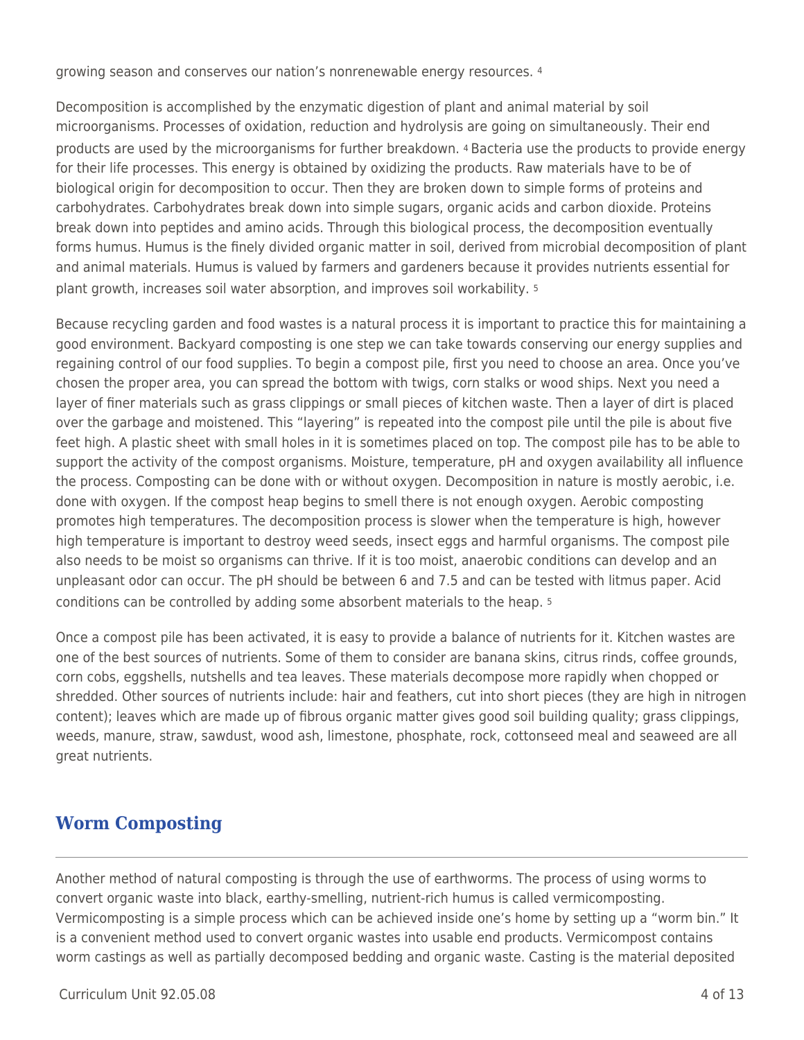growing season and conserves our nation's nonrenewable energy resources. [4]

Decomposition is accomplished by the enzymatic digestion of plant and animal material by soil microorganisms. Processes of oxidation, reduction and hydrolysis are going on simultaneously. Their end products are used by the microorganisms for further breakdown. [4] Bacteria use the products to provide energy for their life processes. This energy is obtained by oxidizing the products. Raw materials have to be of biological origin for decomposition to occur. Then they are broken down to simple forms of proteins and carbohydrates. Carbohydrates break down into simple sugars, organic acids and carbon dioxide. Proteins break down into peptides and amino acids. Through this biological process, the decomposition eventually forms humus. Humus is the finely divided organic matter in soil, derived from microbial decomposition of plant and animal materials. Humus is valued by farmers and gardeners because it provides nutrients essential for plant growth, increases soil water absorption, and improves soil workability. [5]

Because recycling garden and food wastes is a natural process it is important to practice this for maintaining a good environment. Backyard composting is one step we can take towards conserving our energy supplies and regaining control of our food supplies. To begin a compost pile, first you need to choose an area. Once you've chosen the proper area, you can spread the bottom with twigs, corn stalks or wood ships. Next you need a layer of finer materials such as grass clippings or small pieces of kitchen waste. Then a layer of dirt is placed over the garbage and moistened. This "layering" is repeated into the compost pile until the pile is about five feet high. A plastic sheet with small holes in it is sometimes placed on top. The compost pile has to be able to support the activity of the compost organisms. Moisture, temperature, pH and oxygen availability all influence the process. Composting can be done with or without oxygen. Decomposition in nature is mostly aerobic, i.e. done with oxygen. If the compost heap begins to smell there is not enough oxygen. Aerobic composting promotes high temperatures. The decomposition process is slower when the temperature is high, however high temperature is important to destroy weed seeds, insect eggs and harmful organisms. The compost pile also needs to be moist so organisms can thrive. If it is too moist, anaerobic conditions can develop and an unpleasant odor can occur. The pH should be between 6 and 7.5 and can be tested with litmus paper. Acid conditions can be controlled by adding some absorbent materials to the heap. [5]

Once a compost pile has been activated, it is easy to provide a balance of nutrients for it. Kitchen wastes are one of the best sources of nutrients. Some of them to consider are banana skins, citrus rinds, coffee grounds, corn cobs, eggshells, nutshells and tea leaves. These materials decompose more rapidly when chopped or shredded. Other sources of nutrients include: hair and feathers, cut into short pieces (they are high in nitrogen content); leaves which are made up of fibrous organic matter gives good soil building quality; grass clippings, weeds, manure, straw, sawdust, wood ash, limestone, phosphate, rock, cottonseed meal and seaweed are all great nutrients.

## Worm Composting

Another method of natural composting is through the use of earthworms. The process of using worms to convert organic waste into black, earthy-smelling, nutrient-rich humus is called vermicomposting. Vermicomposting is a simple process which can be achieved inside one's home by setting up a "worm bin." It is a convenient method used to convert organic wastes into usable end products. Vermicompost contains worm castings as well as partially decomposed bedding and organic waste. Casting is the material deposited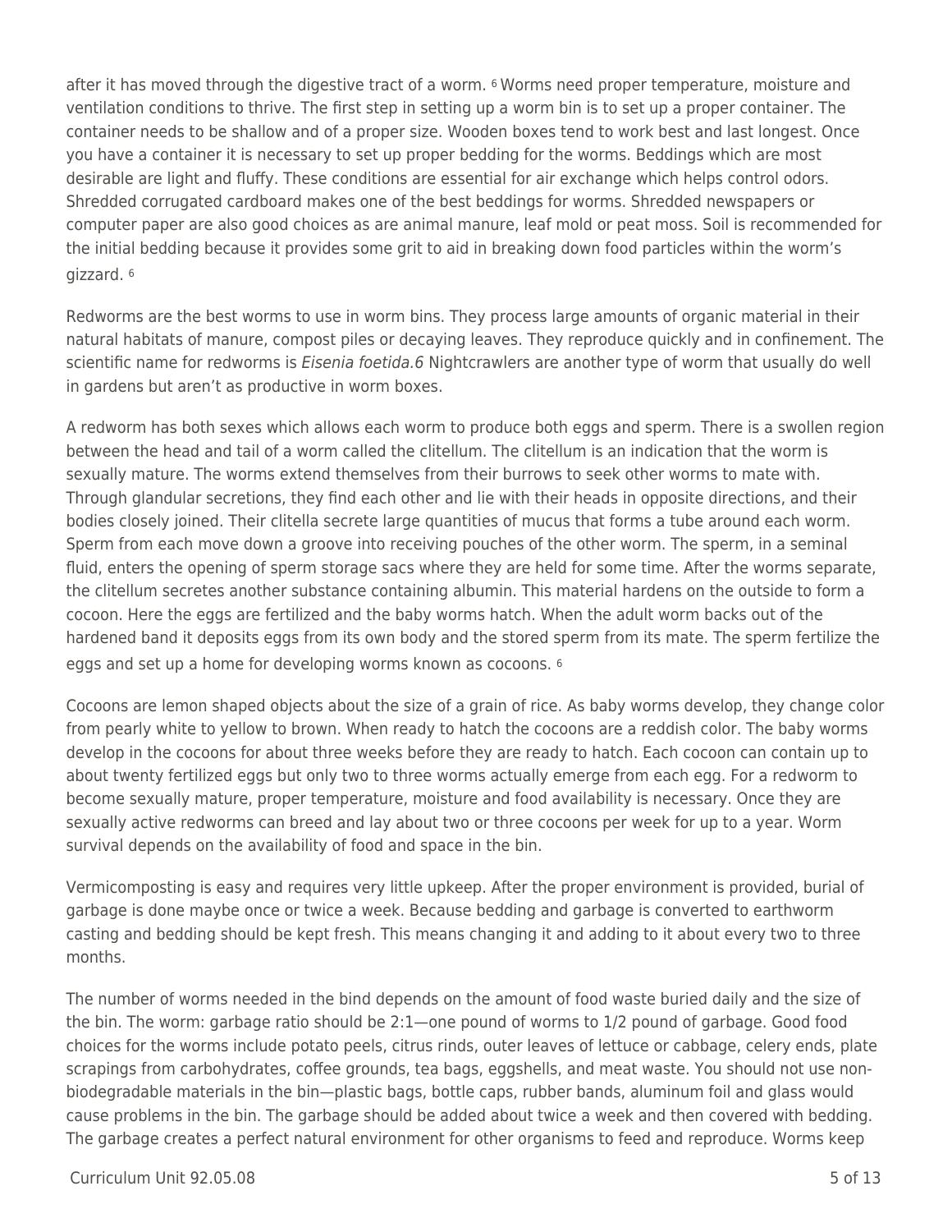after it has moved through the digestive tract of a worm. [6] Worms need proper temperature, moisture and ventilation conditions to thrive. The first step in setting up a worm bin is to set up a proper container. The container needs to be shallow and of a proper size. Wooden boxes tend to work best and last longest. Once you have a container it is necessary to set up proper bedding for the worms. Beddings which are most desirable are light and fluffy. These conditions are essential for air exchange which helps control odors. Shredded corrugated cardboard makes one of the best beddings for worms. Shredded newspapers or computer paper are also good choices as are animal manure, leaf mold or peat moss. Soil is recommended for the initial bedding because it provides some grit to aid in breaking down food particles within the worm's gizzard. [6]

Redworms are the best worms to use in worm bins. They process large amounts of organic material in their natural habitats of manure, compost piles or decaying leaves. They reproduce quickly and in confinement. The scientific name for redworms is *Eisenia foetida.6* Nightcrawlers are another type of worm that usually do well in gardens but aren't as productive in worm boxes.

A redworm has both sexes which allows each worm to produce both eggs and sperm. There is a swollen region between the head and tail of a worm called the clitellum. The clitellum is an indication that the worm is sexually mature. The worms extend themselves from their burrows to seek other worms to mate with. Through glandular secretions, they find each other and lie with their heads in opposite directions, and their bodies closely joined. Their clitella secrete large quantities of mucus that forms a tube around each worm. Sperm from each move down a groove into receiving pouches of the other worm. The sperm, in a seminal fluid, enters the opening of sperm storage sacs where they are held for some time. After the worms separate, the clitellum secretes another substance containing albumin. This material hardens on the outside to form a cocoon. Here the eggs are fertilized and the baby worms hatch. When the adult worm backs out of the hardened band it deposits eggs from its own body and the stored sperm from its mate. The sperm fertilize the eggs and set up a home for developing worms known as cocoons. [6]

Cocoons are lemon shaped objects about the size of a grain of rice. As baby worms develop, they change color from pearly white to yellow to brown. When ready to hatch the cocoons are a reddish color. The baby worms develop in the cocoons for about three weeks before they are ready to hatch. Each cocoon can contain up to about twenty fertilized eggs but only two to three worms actually emerge from each egg. For a redworm to become sexually mature, proper temperature, moisture and food availability is necessary. Once they are sexually active redworms can breed and lay about two or three cocoons per week for up to a year. Worm survival depends on the availability of food and space in the bin.

Vermicomposting is easy and requires very little upkeep. After the proper environment is provided, burial of garbage is done maybe once or twice a week. Because bedding and garbage is converted to earthworm casting and bedding should be kept fresh. This means changing it and adding to it about every two to three months.

The number of worms needed in the bind depends on the amount of food waste buried daily and the size of the bin. The worm: garbage ratio should be 2:1—one pound of worms to 1/2 pound of garbage. Good food choices for the worms include potato peels, citrus rinds, outer leaves of lettuce or cabbage, celery ends, plate scrapings from carbohydrates, coffee grounds, tea bags, eggshells, and meat waste. You should not use non-biodegradable materials in the bin—plastic bags, bottle caps, rubber bands, aluminum foil and glass would cause problems in the bin. The garbage should be added about twice a week and then covered with bedding. The garbage creates a perfect natural environment for other organisms to feed and reproduce. Worms keep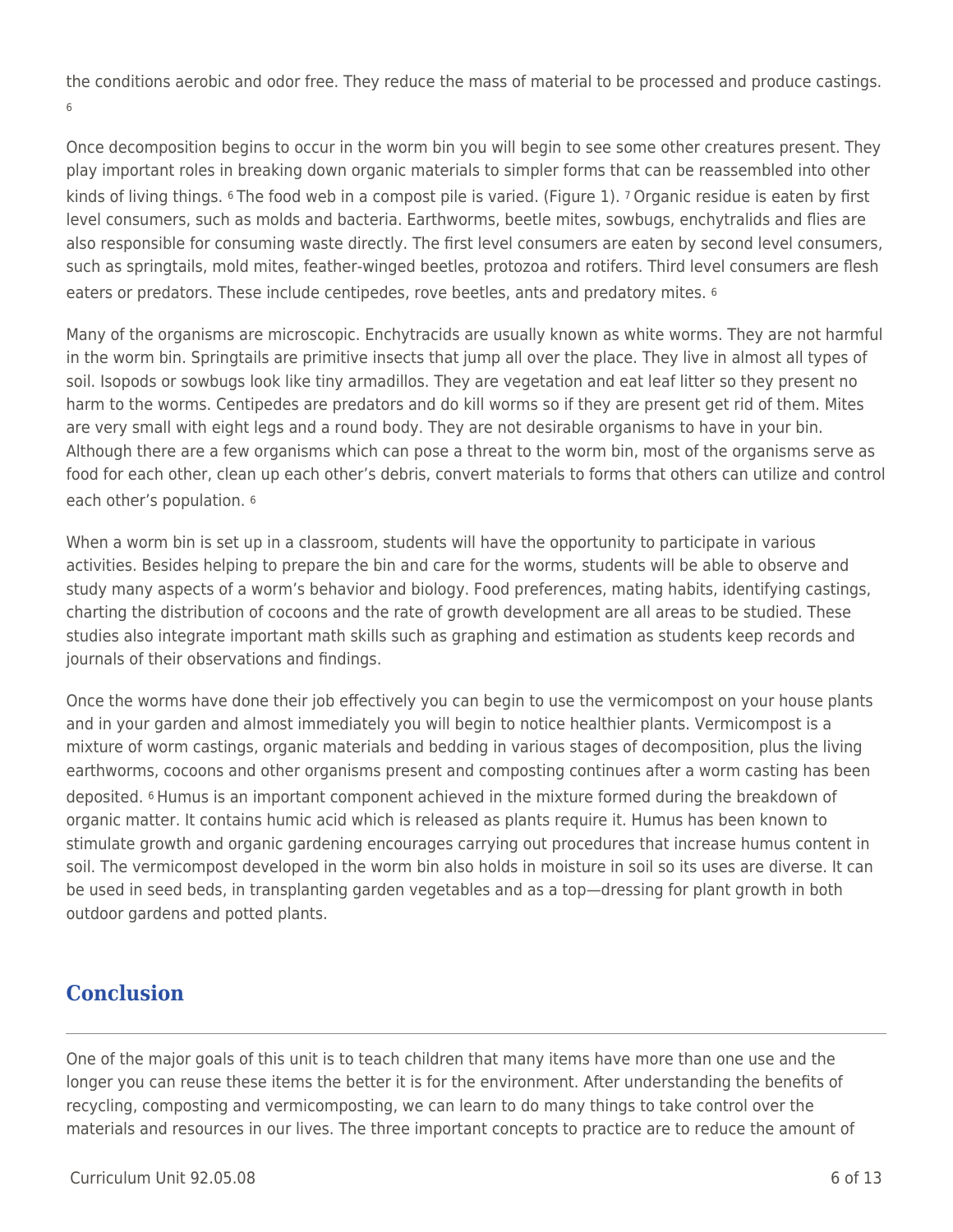the conditions aerobic and odor free. They reduce the mass of material to be processed and produce castings. [6]

Once decomposition begins to occur in the worm bin you will begin to see some other creatures present. They play important roles in breaking down organic materials to simpler forms that can be reassembled into other kinds of living things. [6] The food web in a compost pile is varied. (Figure 1). [7] Organic residue is eaten by first level consumers, such as molds and bacteria. Earthworms, beetle mites, sowbugs, enchytralids and flies are also responsible for consuming waste directly. The first level consumers are eaten by second level consumers, such as springtails, mold mites, feather-winged beetles, protozoa and rotifers. Third level consumers are flesh eaters or predators. These include centipedes, rove beetles, ants and predatory mites. [6]

Many of the organisms are microscopic. Enchytracids are usually known as white worms. They are not harmful in the worm bin. Springtails are primitive insects that jump all over the place. They live in almost all types of soil. Isopods or sowbugs look like tiny armadillos. They are vegetation and eat leaf litter so they present no harm to the worms. Centipedes are predators and do kill worms so if they are present get rid of them. Mites are very small with eight legs and a round body. They are not desirable organisms to have in your bin. Although there are a few organisms which can pose a threat to the worm bin, most of the organisms serve as food for each other, clean up each other's debris, convert materials to forms that others can utilize and control each other's population. [6]

When a worm bin is set up in a classroom, students will have the opportunity to participate in various activities. Besides helping to prepare the bin and care for the worms, students will be able to observe and study many aspects of a worm's behavior and biology. Food preferences, mating habits, identifying castings, charting the distribution of cocoons and the rate of growth development are all areas to be studied. These studies also integrate important math skills such as graphing and estimation as students keep records and journals of their observations and findings.

Once the worms have done their job effectively you can begin to use the vermicompost on your house plants and in your garden and almost immediately you will begin to notice healthier plants. Vermicompost is a mixture of worm castings, organic materials and bedding in various stages of decomposition, plus the living earthworms, cocoons and other organisms present and composting continues after a worm casting has been deposited. [6] Humus is an important component achieved in the mixture formed during the breakdown of organic matter. It contains humic acid which is released as plants require it. Humus has been known to stimulate growth and organic gardening encourages carrying out procedures that increase humus content in soil. The vermicompost developed in the worm bin also holds in moisture in soil so its uses are diverse. It can be used in seed beds, in transplanting garden vegetables and as a top—dressing for plant growth in both outdoor gardens and potted plants.

## Conclusion

One of the major goals of this unit is to teach children that many items have more than one use and the longer you can reuse these items the better it is for the environment. After understanding the benefits of recycling, composting and vermicomposting, we can learn to do many things to take control over the materials and resources in our lives. The three important concepts to practice are to reduce the amount of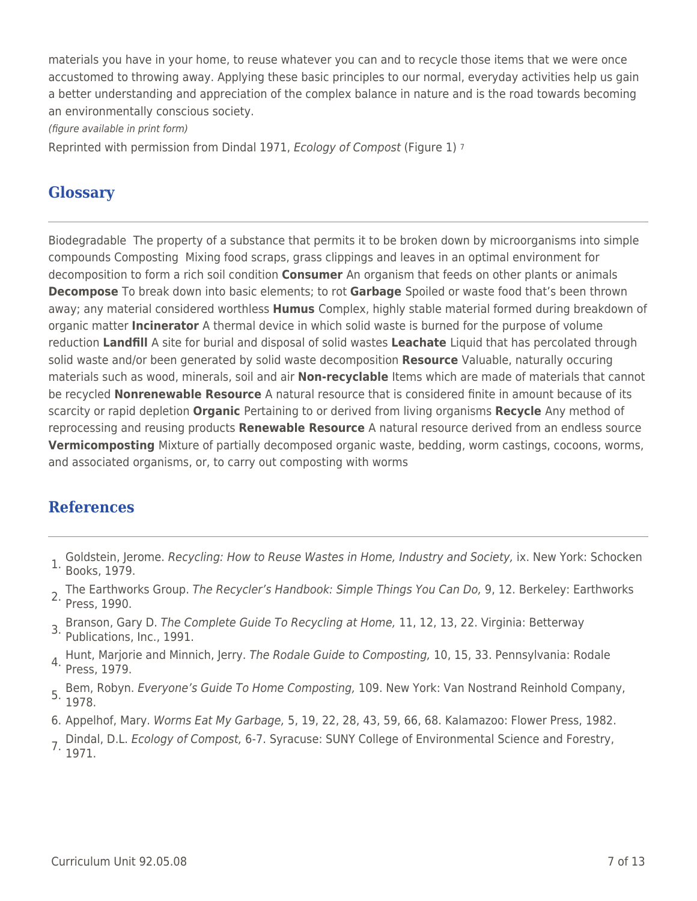materials you have in your home, to reuse whatever you can and to recycle those items that we were once accustomed to throwing away. Applying these basic principles to our normal, everyday activities help us gain a better understanding and appreciation of the complex balance in nature and is the road towards becoming an environmentally conscious society.

*(figure available in print form)*

Reprinted with permission from Dindal 1971, *Ecology of Compost* (Figure 1) [7]

## Glossary

Biodegradable  The property of a substance that permits it to be broken down by microorganisms into simple compounds Composting  Mixing food scraps, grass clippings and leaves in an optimal environment for decomposition to form a rich soil condition **Consumer** An organism that feeds on other plants or animals **Decompose** To break down into basic elements; to rot **Garbage** Spoiled or waste food that's been thrown away; any material considered worthless **Humus** Complex, highly stable material formed during breakdown of organic matter **Incinerator** A thermal device in which solid waste is burned for the purpose of volume reduction **Landfill** A site for burial and disposal of solid wastes **Leachate** Liquid that has percolated through solid waste and/or been generated by solid waste decomposition **Resource** Valuable, naturally occuring materials such as wood, minerals, soil and air **Non-recyclable** Items which are made of materials that cannot be recycled **Nonrenewable Resource** A natural resource that is considered finite in amount because of its scarcity or rapid depletion **Organic** Pertaining to or derived from living organisms **Recycle** Any method of reprocessing and reusing products **Renewable Resource** A natural resource derived from an endless source **Vermicomposting** Mixture of partially decomposed organic waste, bedding, worm castings, cocoons, worms, and associated organisms, or, to carry out composting with worms

## References

1. Goldstein, Jerome. *Recycling: How to Reuse Wastes in Home, Industry and Society,* ix. New York: Schocken Books, 1979.
2. The Earthworks Group. *The Recycler's Handbook: Simple Things You Can Do,* 9, 12. Berkeley: Earthworks Press, 1990.
3. Branson, Gary D. *The Complete Guide To Recycling at Home,* 11, 12, 13, 22. Virginia: Betterway Publications, Inc., 1991.
4. Hunt, Marjorie and Minnich, Jerry. *The Rodale Guide to Composting,* 10, 15, 33. Pennsylvania: Rodale Press, 1979.
5. Bem, Robyn. *Everyone's Guide To Home Composting,* 109. New York: Van Nostrand Reinhold Company, 1978.
6. Appelhof, Mary. *Worms Eat My Garbage,* 5, 19, 22, 28, 43, 59, 66, 68. Kalamazoo: Flower Press, 1982.
7. Dindal, D.L. *Ecology of Compost,* 6-7. Syracuse: SUNY College of Environmental Science and Forestry, 1971.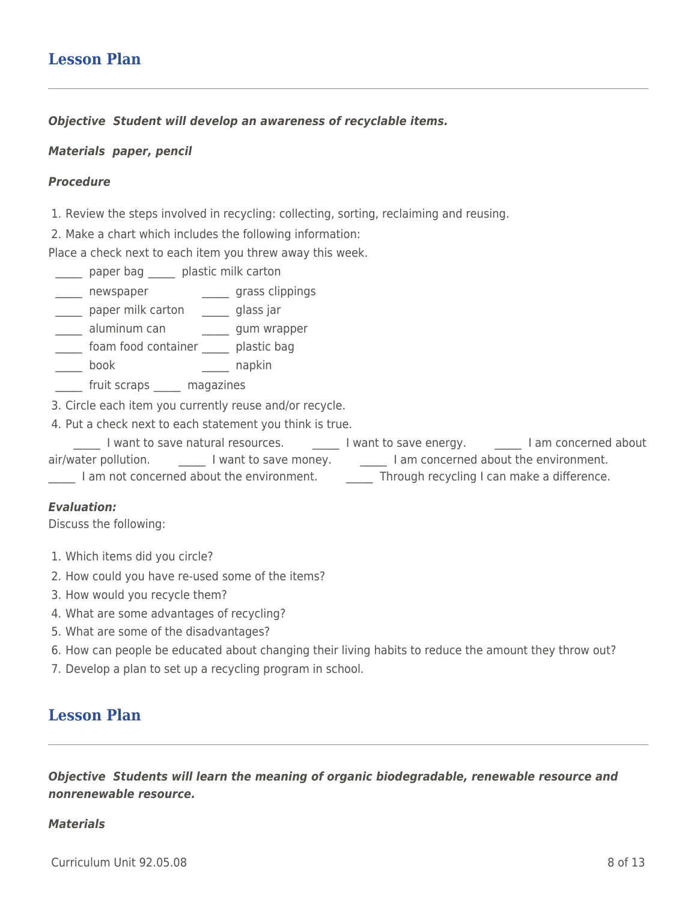## Lesson Plan

***Objective  Student will develop an awareness of recyclable items.***

***Materials  paper, pencil***

***Procedure***

1. Review the steps involved in recycling: collecting, sorting, reclaiming and reusing.
2. Make a chart which includes the following information:

Place a check next to each item you threw away this week.

_____ paper bag _____ plastic milk carton
_____ newspaper _____ grass clippings
_____ paper milk carton _____ glass jar
_____ aluminum can _____ gum wrapper
_____ foam food container _____ plastic bag
_____ book _____ napkin
_____ fruit scraps _____ magazines

3. Circle each item you currently reuse and/or recycle.
4. Put a check next to each statement you think is true.

_____ I want to save natural resources. _____ I want to save energy. _____ I am concerned about air/water pollution. _____ I want to save money. _____ I am concerned about the environment. _____ I am not concerned about the environment. _____ Through recycling I can make a difference.

***Evaluation:***
Discuss the following:

1. Which items did you circle?
2. How could you have re-used some of the items?
3. How would you recycle them?
4. What are some advantages of recycling?
5. What are some of the disadvantages?
6. How can people be educated about changing their living habits to reduce the amount they throw out?
7. Develop a plan to set up a recycling program in school.

## Lesson Plan

***Objective  Students will learn the meaning of organic biodegradable, renewable resource and nonrenewable resource.***

***Materials***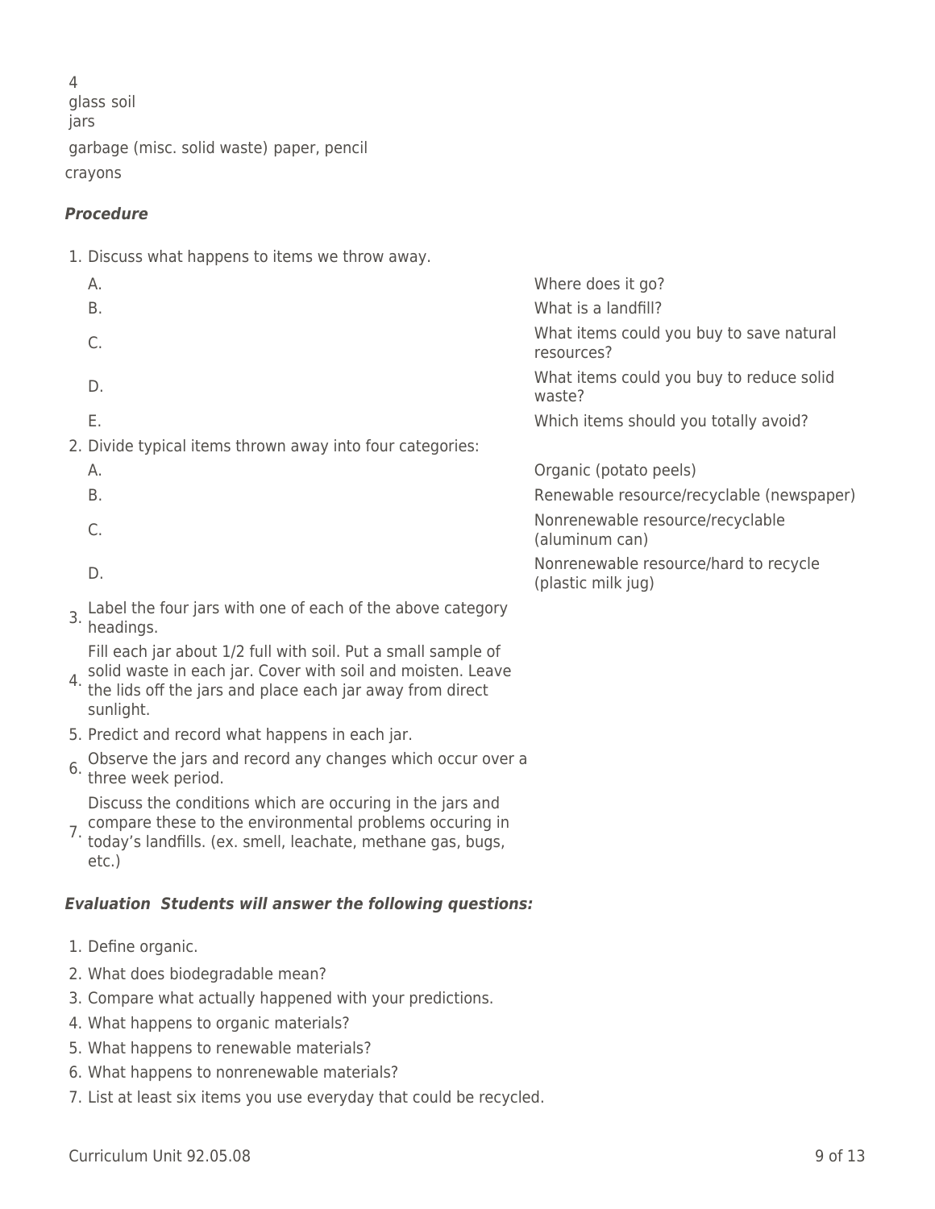4
glass soil
jars

garbage (misc. solid waste) paper, pencil

crayons

***Procedure***

1. Discuss what happens to items we throw away.
   - A. Where does it go?
   - B. What is a landfill?
   - C. What items could you buy to save natural resources?
   - D. What items could you buy to reduce solid waste?
   - E. Which items should you totally avoid?
2. Divide typical items thrown away into four categories:
   - A. Organic (potato peels)
   - B. Renewable resource/recyclable (newspaper)
   - C. Nonrenewable resource/recyclable (aluminum can)
   - D. Nonrenewable resource/hard to recycle (plastic milk jug)
3. Label the four jars with one of each of the above category headings.
4. Fill each jar about 1/2 full with soil. Put a small sample of solid waste in each jar. Cover with soil and moisten. Leave the lids off the jars and place each jar away from direct sunlight.
5. Predict and record what happens in each jar.
6. Observe the jars and record any changes which occur over a three week period.
7. Discuss the conditions which are occuring in the jars and compare these to the environmental problems occuring in today's landfills. (ex. smell, leachate, methane gas, bugs, etc.)

***Evaluation Students will answer the following questions:***

1. Define organic.
2. What does biodegradable mean?
3. Compare what actually happened with your predictions.
4. What happens to organic materials?
5. What happens to renewable materials?
6. What happens to nonrenewable materials?
7. List at least six items you use everyday that could be recycled.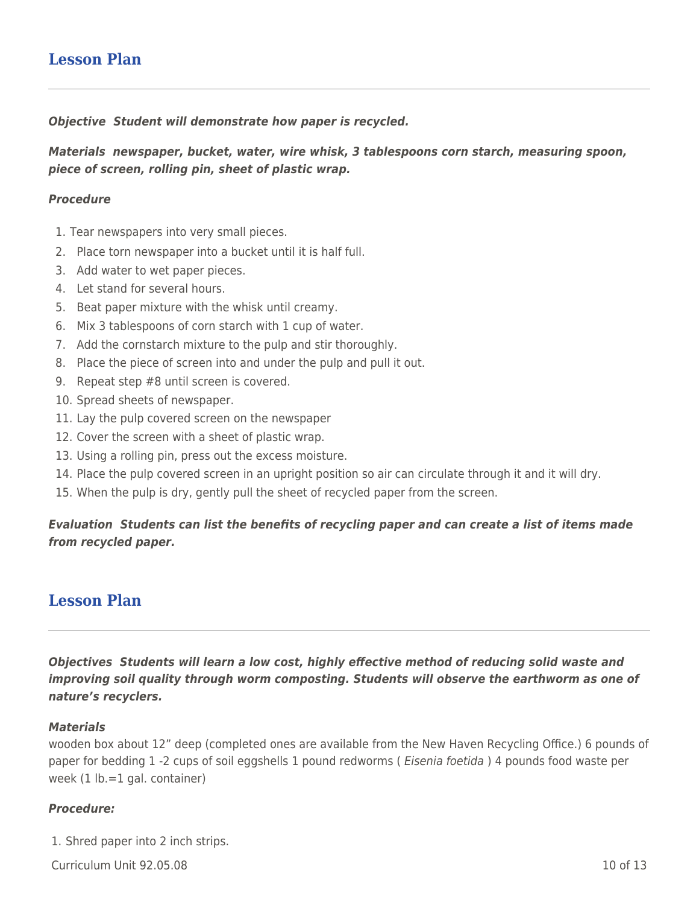## Lesson Plan

***Objective** Student will demonstrate how paper is recycled.*

***Materials** newspaper, bucket, water, wire whisk, 3 tablespoons corn starch, measuring spoon, piece of screen, rolling pin, sheet of plastic wrap.*

***Procedure***

1. Tear newspapers into very small pieces.
2. Place torn newspaper into a bucket until it is half full.
3. Add water to wet paper pieces.
4. Let stand for several hours.
5. Beat paper mixture with the whisk until creamy.
6. Mix 3 tablespoons of corn starch with 1 cup of water.
7. Add the cornstarch mixture to the pulp and stir thoroughly.
8. Place the piece of screen into and under the pulp and pull it out.
9. Repeat step #8 until screen is covered.
10. Spread sheets of newspaper.
11. Lay the pulp covered screen on the newspaper
12. Cover the screen with a sheet of plastic wrap.
13. Using a rolling pin, press out the excess moisture.
14. Place the pulp covered screen in an upright position so air can circulate through it and it will dry.
15. When the pulp is dry, gently pull the sheet of recycled paper from the screen.

***Evaluation** Students can list the benefits of recycling paper and can create a list of items made from recycled paper.*

## Lesson Plan

***Objectives** Students will learn a low cost, highly effective method of reducing solid waste and improving soil quality through worm composting. Students will observe the earthworm as one of nature's recyclers.*

***Materials***

wooden box about 12" deep (completed ones are available from the New Haven Recycling Office.) 6 pounds of paper for bedding 1 -2 cups of soil eggshells 1 pound redworms ( *Eisenia foetida* ) 4 pounds food waste per week (1 lb.=1 gal. container)

***Procedure:***

1. Shred paper into 2 inch strips.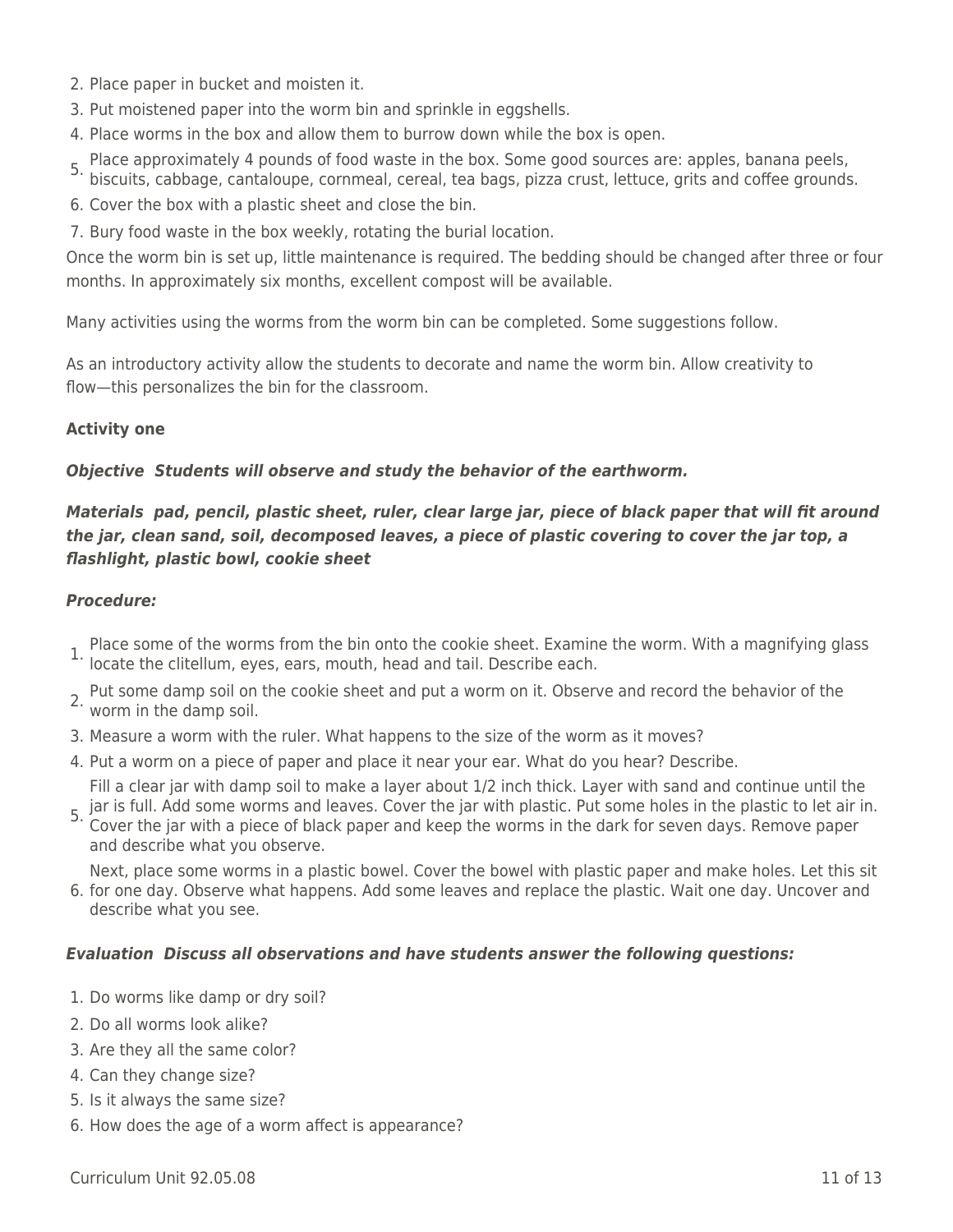2. Place paper in bucket and moisten it.
3. Put moistened paper into the worm bin and sprinkle in eggshells.
4. Place worms in the box and allow them to burrow down while the box is open.
5. Place approximately 4 pounds of food waste in the box. Some good sources are: apples, banana peels, biscuits, cabbage, cantaloupe, cornmeal, cereal, tea bags, pizza crust, lettuce, grits and coffee grounds.
6. Cover the box with a plastic sheet and close the bin.
7. Bury food waste in the box weekly, rotating the burial location.

Once the worm bin is set up, little maintenance is required. The bedding should be changed after three or four months. In approximately six months, excellent compost will be available.

Many activities using the worms from the worm bin can be completed. Some suggestions follow.

As an introductory activity allow the students to decorate and name the worm bin. Allow creativity to flow—this personalizes the bin for the classroom.

**Activity one**

***Objective*** ***Students will observe and study the behavior of the earthworm.***

***Materials*** ***pad, pencil, plastic sheet, ruler, clear large jar, piece of black paper that will fit around the jar, clean sand, soil, decomposed leaves, a piece of plastic covering to cover the jar top, a flashlight, plastic bowl, cookie sheet***

***Procedure:***

1. Place some of the worms from the bin onto the cookie sheet. Examine the worm. With a magnifying glass locate the clitellum, eyes, ears, mouth, head and tail. Describe each.
2. Put some damp soil on the cookie sheet and put a worm on it. Observe and record the behavior of the worm in the damp soil.
3. Measure a worm with the ruler. What happens to the size of the worm as it moves?
4. Put a worm on a piece of paper and place it near your ear. What do you hear? Describe.
5. Fill a clear jar with damp soil to make a layer about 1/2 inch thick. Layer with sand and continue until the jar is full. Add some worms and leaves. Cover the jar with plastic. Put some holes in the plastic to let air in. Cover the jar with a piece of black paper and keep the worms in the dark for seven days. Remove paper and describe what you observe.
6. Next, place some worms in a plastic bowel. Cover the bowel with plastic paper and make holes. Let this sit for one day. Observe what happens. Add some leaves and replace the plastic. Wait one day. Uncover and describe what you see.

***Evaluation*** ***Discuss all observations and have students answer the following questions:***

1. Do worms like damp or dry soil?
2. Do all worms look alike?
3. Are they all the same color?
4. Can they change size?
5. Is it always the same size?
6. How does the age of a worm affect is appearance?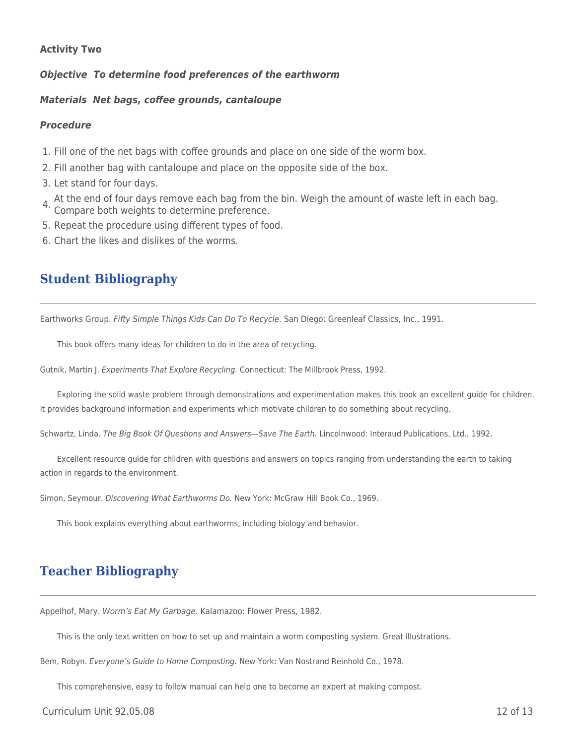**Activity Two**

***Objective  To determine food preferences of the earthworm***

***Materials  Net bags, coffee grounds, cantaloupe***

***Procedure***

1. Fill one of the net bags with coffee grounds and place on one side of the worm box.
2. Fill another bag with cantaloupe and place on the opposite side of the box.
3. Let stand for four days.
4. At the end of four days remove each bag from the bin. Weigh the amount of waste left in each bag. Compare both weights to determine preference.
5. Repeat the procedure using different types of food.
6. Chart the likes and dislikes of the worms.

## Student Bibliography

Earthworks Group. *Fifty Simple Things Kids Can Do To Recycle.* San Diego: Greenleaf Classics, Inc., 1991.

This book offers many ideas for children to do in the area of recycling.

Gutnik, Martin J. *Experiments That Explore Recycling.* Connecticut: The Millbrook Press, 1992.

Exploring the solid waste problem through demonstrations and experimentation makes this book an excellent guide for children. It provides background information and experiments which motivate children to do something about recycling.

Schwartz, Linda. *The Big Book Of Questions and Answers—Save The Earth.* Lincolnwood: Interaud Publications, Ltd., 1992.

Excellent resource guide for children with questions and answers on topics ranging from understanding the earth to taking action in regards to the environment.

Simon, Seymour. *Discovering What Earthworms Do.* New York: McGraw Hill Book Co., 1969.

This book explains everything about earthworms, including biology and behavior.

## Teacher Bibliography

Appelhof, Mary. *Worm's Eat My Garbage.* Kalamazoo: Flower Press, 1982.

This is the only text written on how to set up and maintain a worm composting system. Great illustrations.

Bem, Robyn. *Everyone's Guide to Home Composting.* New York: Van Nostrand Reinhold Co., 1978.

This comprehensive, easy to follow manual can help one to become an expert at making compost.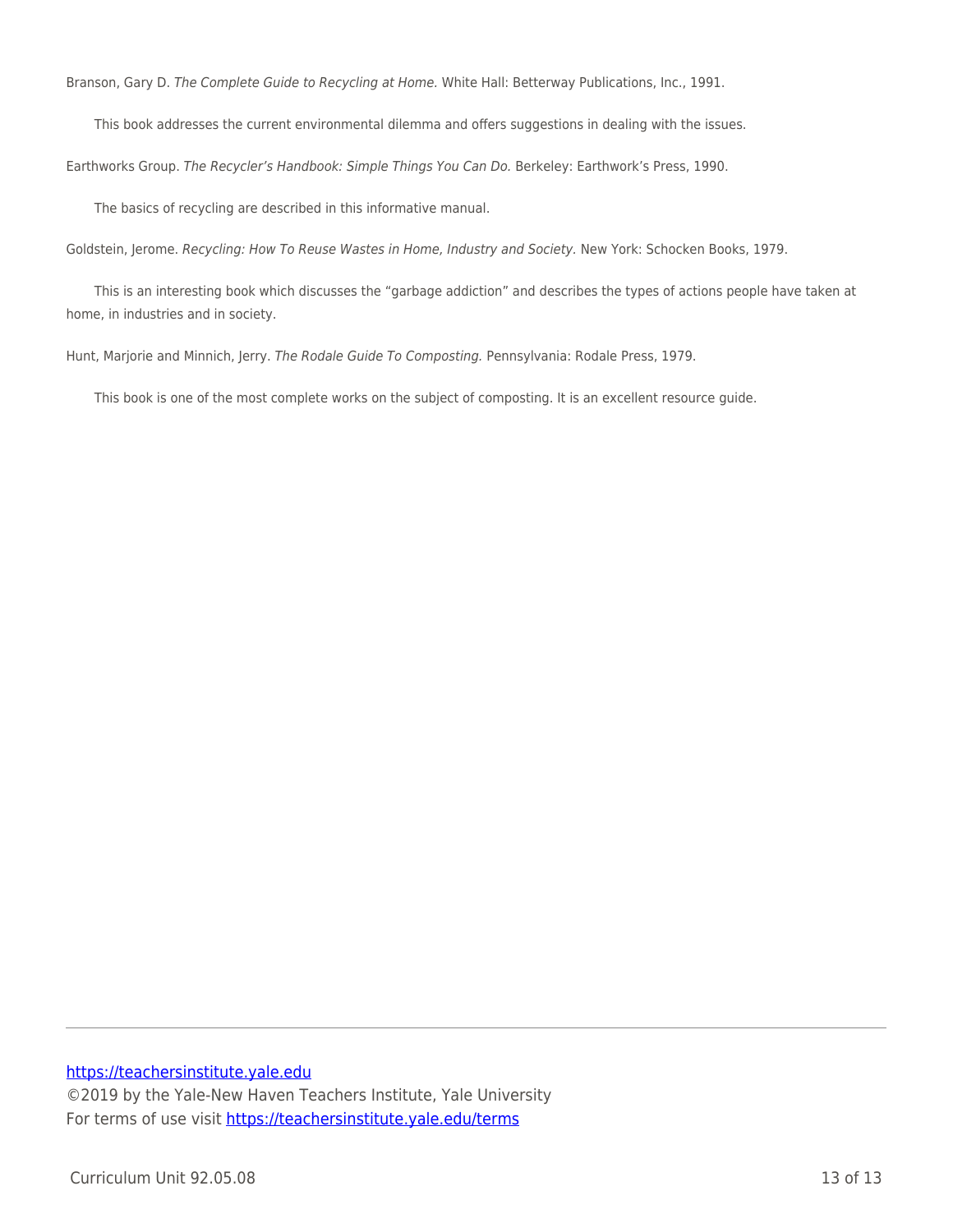Branson, Gary D. *The Complete Guide to Recycling at Home.* White Hall: Betterway Publications, Inc., 1991.

This book addresses the current environmental dilemma and offers suggestions in dealing with the issues.

Earthworks Group. *The Recycler's Handbook: Simple Things You Can Do.* Berkeley: Earthwork's Press, 1990.

The basics of recycling are described in this informative manual.

Goldstein, Jerome. *Recycling: How To Reuse Wastes in Home, Industry and Society.* New York: Schocken Books, 1979.

This is an interesting book which discusses the "garbage addiction" and describes the types of actions people have taken at home, in industries and in society.

Hunt, Marjorie and Minnich, Jerry. *The Rodale Guide To Composting.* Pennsylvania: Rodale Press, 1979.

This book is one of the most complete works on the subject of composting. It is an excellent resource guide.